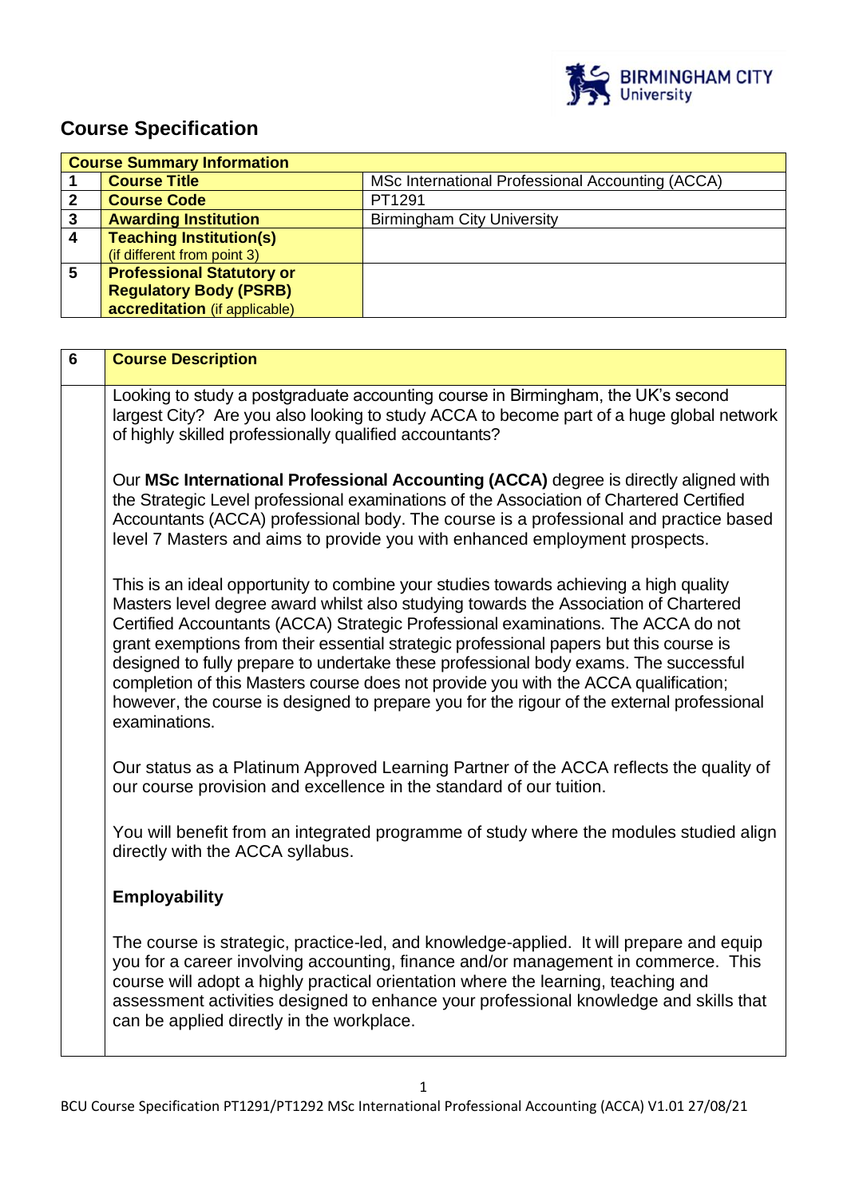# Course Specification

| Course Summary Information | | |
|---|---|---|
| 1 | **Course Title** | MSc International Professional Accounting (ACCA) |
| 2 | **Course Code** | PT1291 |
| 3 | **Awarding Institution** | Birmingham City University |
| 4 | **Teaching Institution(s)** (if different from point 3) | |
| 5 | **Professional Statutory or Regulatory Body (PSRB) accreditation** (if applicable) | |

| 6 | Course Description |
|---|---|
| | Looking to study a postgraduate accounting course in Birmingham, the UK's second largest City? Are you also looking to study ACCA to become part of a huge global network of highly skilled professionally qualified accountants?<br><br>Our **MSc International Professional Accounting (ACCA)** degree is directly aligned with the Strategic Level professional examinations of the Association of Chartered Certified Accountants (ACCA) professional body. The course is a professional and practice based level 7 Masters and aims to provide you with enhanced employment prospects.<br><br>This is an ideal opportunity to combine your studies towards achieving a high quality Masters level degree award whilst also studying towards the Association of Chartered Certified Accountants (ACCA) Strategic Professional examinations. The ACCA do not grant exemptions from their essential strategic professional papers but this course is designed to fully prepare to undertake these professional body exams. The successful completion of this Masters course does not provide you with the ACCA qualification; however, the course is designed to prepare you for the rigour of the external professional examinations.<br><br>Our status as a Platinum Approved Learning Partner of the ACCA reflects the quality of our course provision and excellence in the standard of our tuition.<br><br>You will benefit from an integrated programme of study where the modules studied align directly with the ACCA syllabus.<br><br>**Employability**<br><br>The course is strategic, practice-led, and knowledge-applied. It will prepare and equip you for a career involving accounting, finance and/or management in commerce. This course will adopt a highly practical orientation where the learning, teaching and assessment activities designed to enhance your professional knowledge and skills that can be applied directly in the workplace. |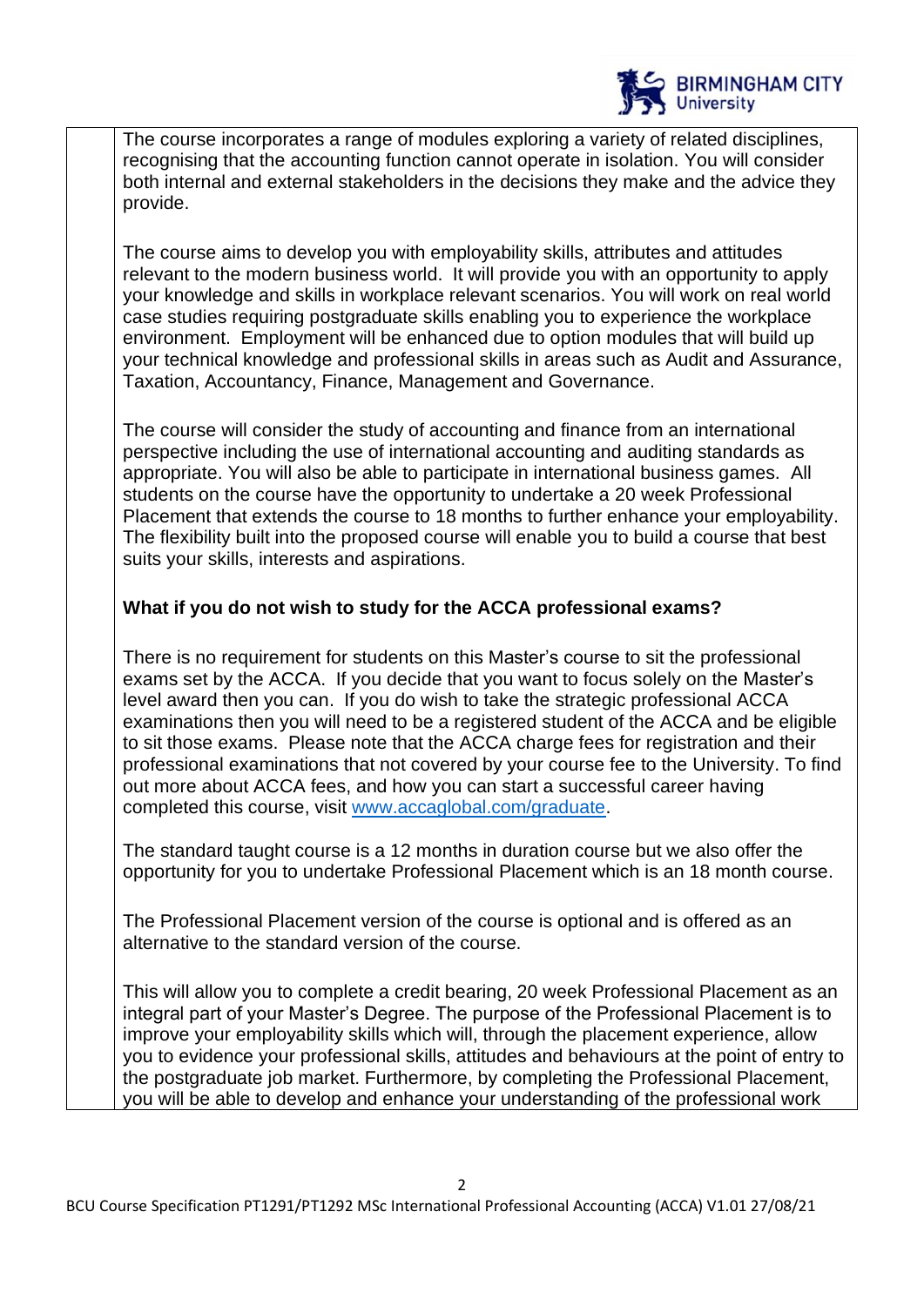The course incorporates a range of modules exploring a variety of related disciplines, recognising that the accounting function cannot operate in isolation. You will consider both internal and external stakeholders in the decisions they make and the advice they provide.

The course aims to develop you with employability skills, attributes and attitudes relevant to the modern business world. It will provide you with an opportunity to apply your knowledge and skills in workplace relevant scenarios. You will work on real world case studies requiring postgraduate skills enabling you to experience the workplace environment. Employment will be enhanced due to option modules that will build up your technical knowledge and professional skills in areas such as Audit and Assurance, Taxation, Accountancy, Finance, Management and Governance.

The course will consider the study of accounting and finance from an international perspective including the use of international accounting and auditing standards as appropriate. You will also be able to participate in international business games. All students on the course have the opportunity to undertake a 20 week Professional Placement that extends the course to 18 months to further enhance your employability. The flexibility built into the proposed course will enable you to build a course that best suits your skills, interests and aspirations.

**What if you do not wish to study for the ACCA professional exams?**

There is no requirement for students on this Master's course to sit the professional exams set by the ACCA. If you decide that you want to focus solely on the Master's level award then you can. If you do wish to take the strategic professional ACCA examinations then you will need to be a registered student of the ACCA and be eligible to sit those exams. Please note that the ACCA charge fees for registration and their professional examinations that not covered by your course fee to the University. To find out more about ACCA fees, and how you can start a successful career having completed this course, visit [www.accaglobal.com/graduate](www.accaglobal.com/graduate).

The standard taught course is a 12 months in duration course but we also offer the opportunity for you to undertake Professional Placement which is an 18 month course.

The Professional Placement version of the course is optional and is offered as an alternative to the standard version of the course.

This will allow you to complete a credit bearing, 20 week Professional Placement as an integral part of your Master's Degree. The purpose of the Professional Placement is to improve your employability skills which will, through the placement experience, allow you to evidence your professional skills, attitudes and behaviours at the point of entry to the postgraduate job market. Furthermore, by completing the Professional Placement, you will be able to develop and enhance your understanding of the professional work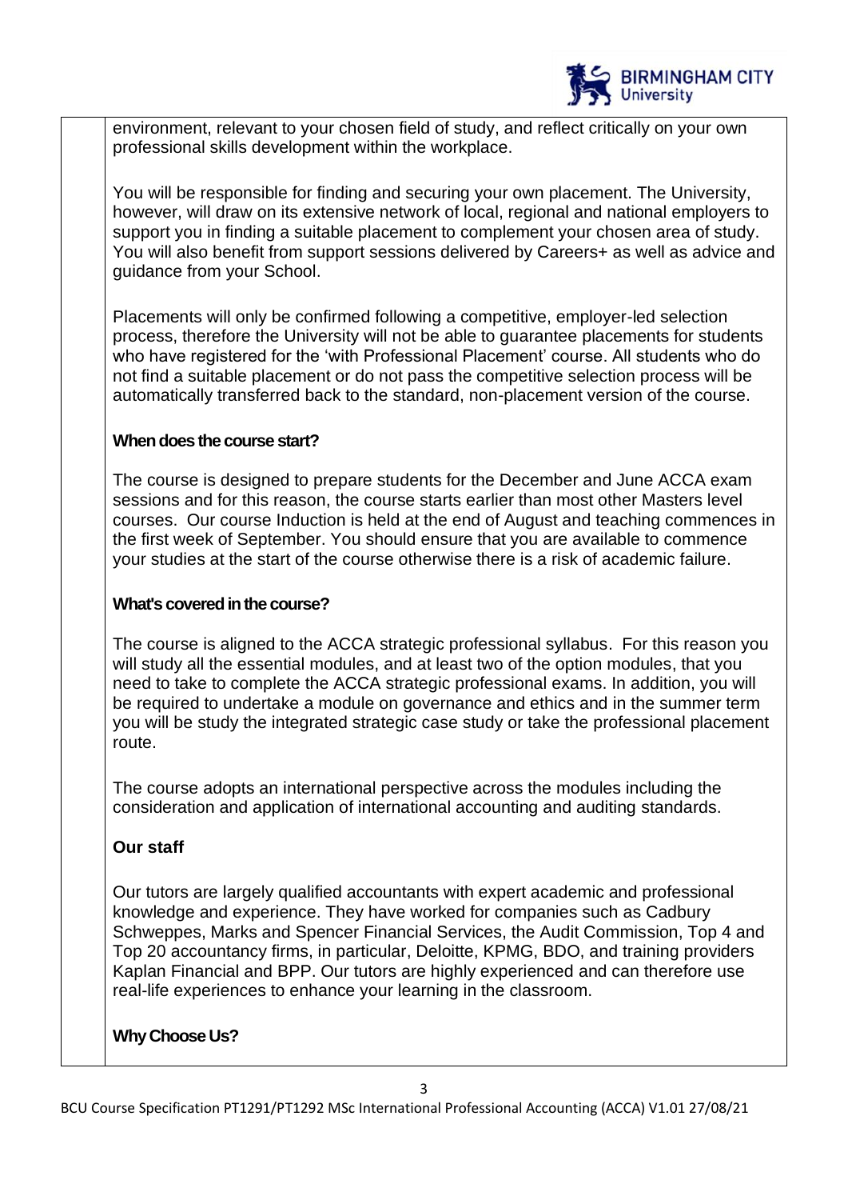environment, relevant to your chosen field of study, and reflect critically on your own professional skills development within the workplace.

You will be responsible for finding and securing your own placement. The University, however, will draw on its extensive network of local, regional and national employers to support you in finding a suitable placement to complement your chosen area of study. You will also benefit from support sessions delivered by Careers+ as well as advice and guidance from your School.

Placements will only be confirmed following a competitive, employer-led selection process, therefore the University will not be able to guarantee placements for students who have registered for the 'with Professional Placement' course. All students who do not find a suitable placement or do not pass the competitive selection process will be automatically transferred back to the standard, non-placement version of the course.

**When does the course start?**

The course is designed to prepare students for the December and June ACCA exam sessions and for this reason, the course starts earlier than most other Masters level courses. Our course Induction is held at the end of August and teaching commences in the first week of September. You should ensure that you are available to commence your studies at the start of the course otherwise there is a risk of academic failure.

**What's covered in the course?**

The course is aligned to the ACCA strategic professional syllabus. For this reason you will study all the essential modules, and at least two of the option modules, that you need to take to complete the ACCA strategic professional exams. In addition, you will be required to undertake a module on governance and ethics and in the summer term you will be study the integrated strategic case study or take the professional placement route.

The course adopts an international perspective across the modules including the consideration and application of international accounting and auditing standards.

**Our staff**

Our tutors are largely qualified accountants with expert academic and professional knowledge and experience. They have worked for companies such as Cadbury Schweppes, Marks and Spencer Financial Services, the Audit Commission, Top 4 and Top 20 accountancy firms, in particular, Deloitte, KPMG, BDO, and training providers Kaplan Financial and BPP. Our tutors are highly experienced and can therefore use real-life experiences to enhance your learning in the classroom.

**Why Choose Us?**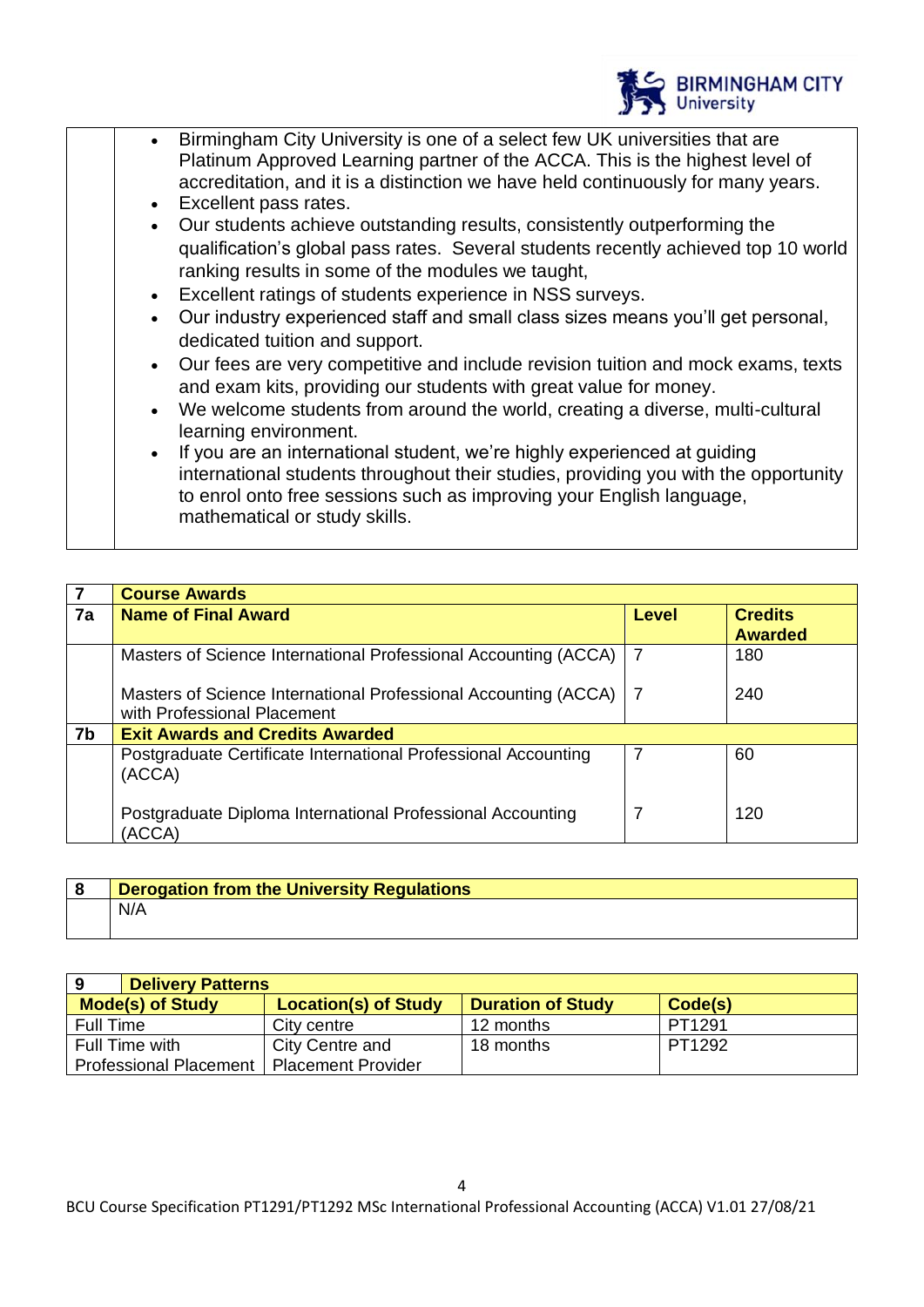- Birmingham City University is one of a select few UK universities that are Platinum Approved Learning partner of the ACCA. This is the highest level of accreditation, and it is a distinction we have held continuously for many years.
- Excellent pass rates.
- Our students achieve outstanding results, consistently outperforming the qualification's global pass rates. Several students recently achieved top 10 world ranking results in some of the modules we taught,
- Excellent ratings of students experience in NSS surveys.
- Our industry experienced staff and small class sizes means you'll get personal, dedicated tuition and support.
- Our fees are very competitive and include revision tuition and mock exams, texts and exam kits, providing our students with great value for money.
- We welcome students from around the world, creating a diverse, multi-cultural learning environment.
- If you are an international student, we're highly experienced at guiding international students throughout their studies, providing you with the opportunity to enrol onto free sessions such as improving your English language, mathematical or study skills.

| 7 | **Course Awards** | | |
|---|---|---|---|
| **7a** | **Name of Final Award** | **Level** | **Credits Awarded** |
| | Masters of Science International Professional Accounting (ACCA) | 7 | 180 |
| | Masters of Science International Professional Accounting (ACCA) with Professional Placement | 7 | 240 |
| **7b** | **Exit Awards and Credits Awarded** | | |
| | Postgraduate Certificate International Professional Accounting (ACCA) | 7 | 60 |
| | Postgraduate Diploma International Professional Accounting (ACCA) | 7 | 120 |

| 8 | **Derogation from the University Regulations** |
|---|---|
| | N/A |

| 9 **Delivery Patterns** | | | |
|---|---|---|---|
| **Mode(s) of Study** | **Location(s) of Study** | **Duration of Study** | **Code(s)** |
| Full Time | City centre | 12 months | PT1291 |
| Full Time with Professional Placement | City Centre and Placement Provider | 18 months | PT1292 |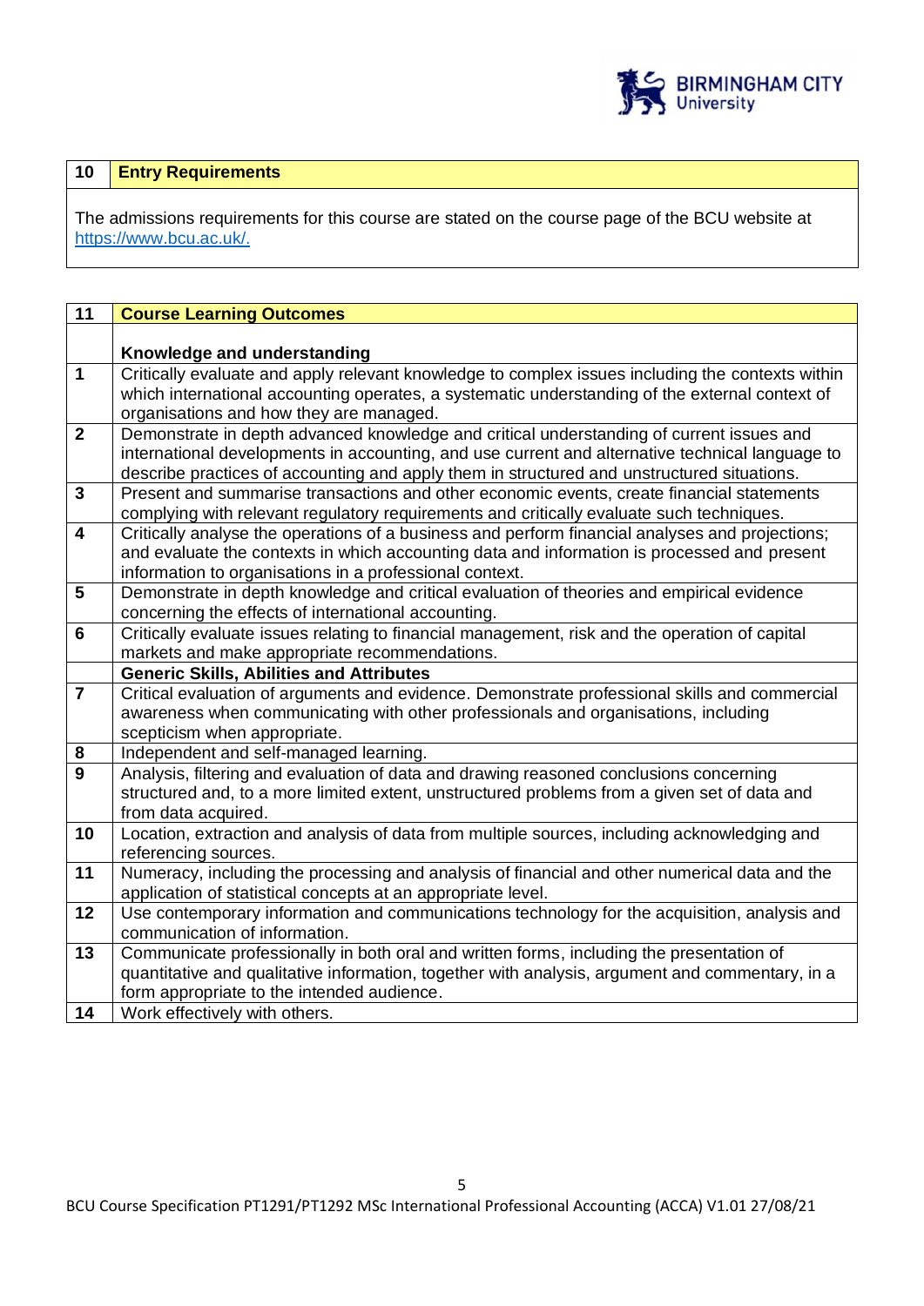## 10 Entry Requirements

The admissions requirements for this course are stated on the course page of the BCU website at https://www.bcu.ac.uk/.

## 11 Course Learning Outcomes

| | |
|---|---|
| | **Knowledge and understanding** |
| 1 | Critically evaluate and apply relevant knowledge to complex issues including the contexts within which international accounting operates, a systematic understanding of the external context of organisations and how they are managed. |
| 2 | Demonstrate in depth advanced knowledge and critical understanding of current issues and international developments in accounting, and use current and alternative technical language to describe practices of accounting and apply them in structured and unstructured situations. |
| 3 | Present and summarise transactions and other economic events, create financial statements complying with relevant regulatory requirements and critically evaluate such techniques. |
| 4 | Critically analyse the operations of a business and perform financial analyses and projections; and evaluate the contexts in which accounting data and information is processed and present information to organisations in a professional context. |
| 5 | Demonstrate in depth knowledge and critical evaluation of theories and empirical evidence concerning the effects of international accounting. |
| 6 | Critically evaluate issues relating to financial management, risk and the operation of capital markets and make appropriate recommendations. |
| | **Generic Skills, Abilities and Attributes** |
| 7 | Critical evaluation of arguments and evidence. Demonstrate professional skills and commercial awareness when communicating with other professionals and organisations, including scepticism when appropriate. |
| 8 | Independent and self-managed learning. |
| 9 | Analysis, filtering and evaluation of data and drawing reasoned conclusions concerning structured and, to a more limited extent, unstructured problems from a given set of data and from data acquired. |
| 10 | Location, extraction and analysis of data from multiple sources, including acknowledging and referencing sources. |
| 11 | Numeracy, including the processing and analysis of financial and other numerical data and the application of statistical concepts at an appropriate level. |
| 12 | Use contemporary information and communications technology for the acquisition, analysis and communication of information. |
| 13 | Communicate professionally in both oral and written forms, including the presentation of quantitative and qualitative information, together with analysis, argument and commentary, in a form appropriate to the intended audience. |
| 14 | Work effectively with others. |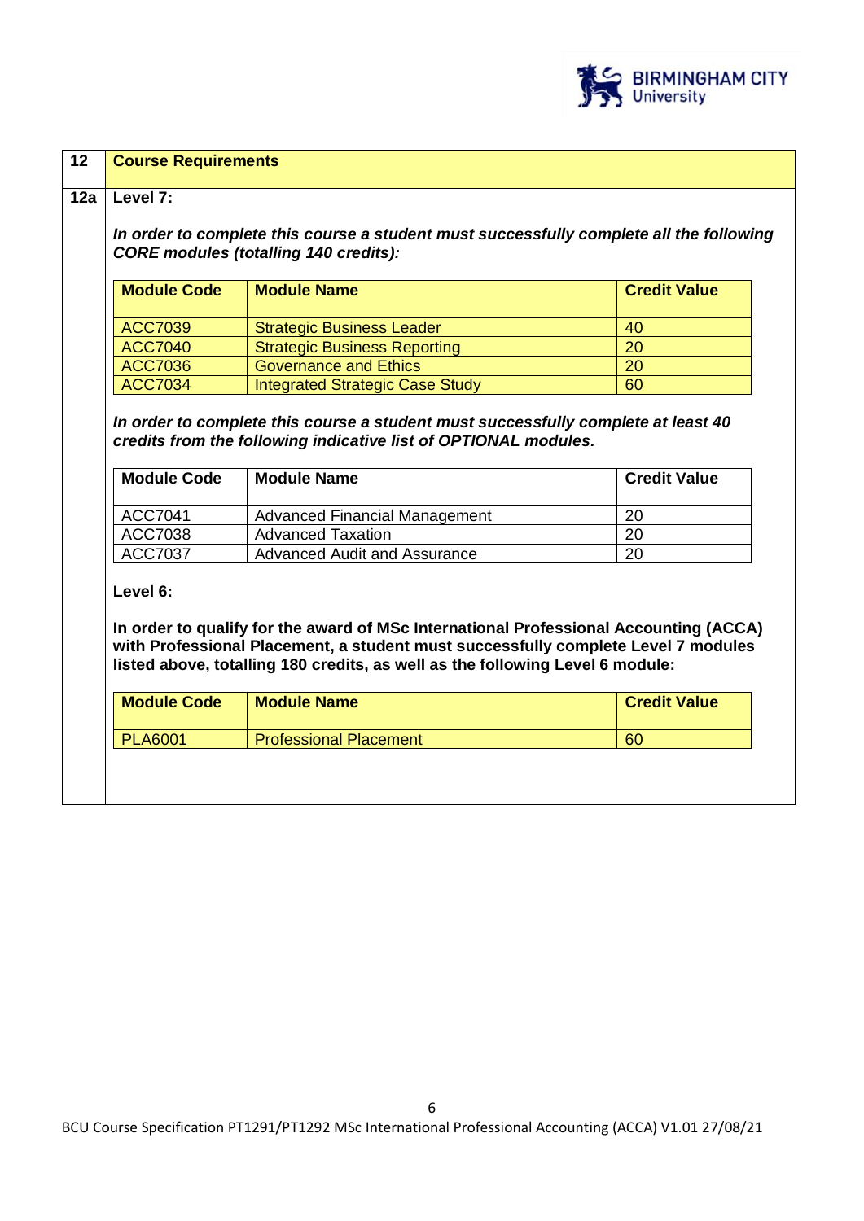## 12 Course Requirements

### 12a Level 7:

***In order to complete this course a student must successfully complete all the following CORE modules (totalling 140 credits):***

| Module Code | Module Name | Credit Value |
|---|---|---|
| ACC7039 | Strategic Business Leader | 40 |
| ACC7040 | Strategic Business Reporting | 20 |
| ACC7036 | Governance and Ethics | 20 |
| ACC7034 | Integrated Strategic Case Study | 60 |

***In order to complete this course a student must successfully complete at least 40 credits from the following indicative list of OPTIONAL modules.***

| Module Code | Module Name | Credit Value |
|---|---|---|
| ACC7041 | Advanced Financial Management | 20 |
| ACC7038 | Advanced Taxation | 20 |
| ACC7037 | Advanced Audit and Assurance | 20 |

**Level 6:**

**In order to qualify for the award of MSc International Professional Accounting (ACCA) with Professional Placement, a student must successfully complete Level 7 modules listed above, totalling 180 credits, as well as the following Level 6 module:**

| Module Code | Module Name | Credit Value |
|---|---|---|
| PLA6001 | Professional Placement | 60 |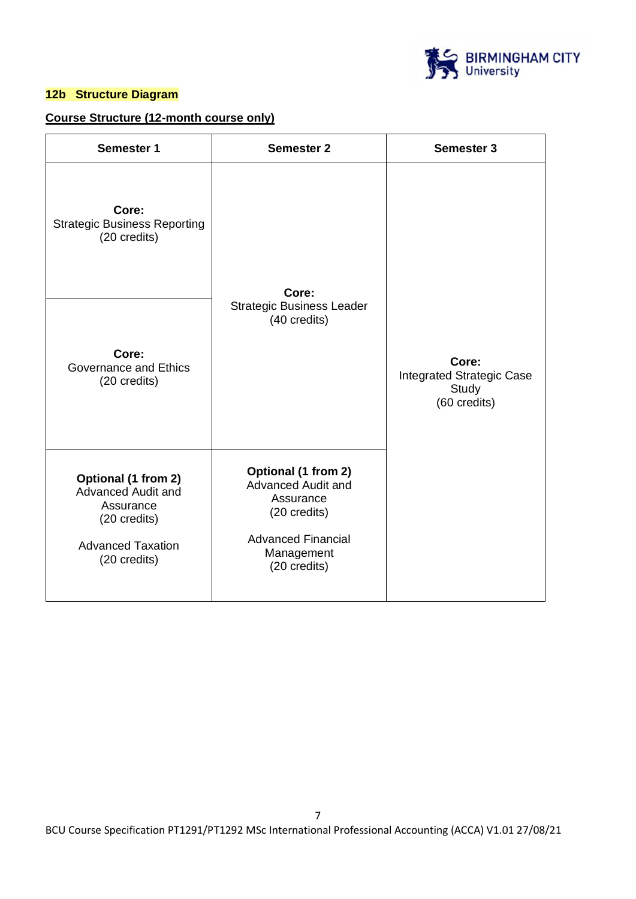## 12b Structure Diagram

**Course Structure (12-month course only)**

| Semester 1 | Semester 2 | Semester 3 |
|---|---|---|
| **Core:** Strategic Business Reporting (20 credits) | **Core:** Strategic Business Leader (40 credits) | **Core:** Integrated Strategic Case Study (60 credits) |
| **Core:** Governance and Ethics (20 credits) | | |
| **Optional (1 from 2)** Advanced Audit and Assurance (20 credits) <br> Advanced Taxation (20 credits) | **Optional (1 from 2)** Advanced Audit and Assurance (20 credits) <br> Advanced Financial Management (20 credits) | |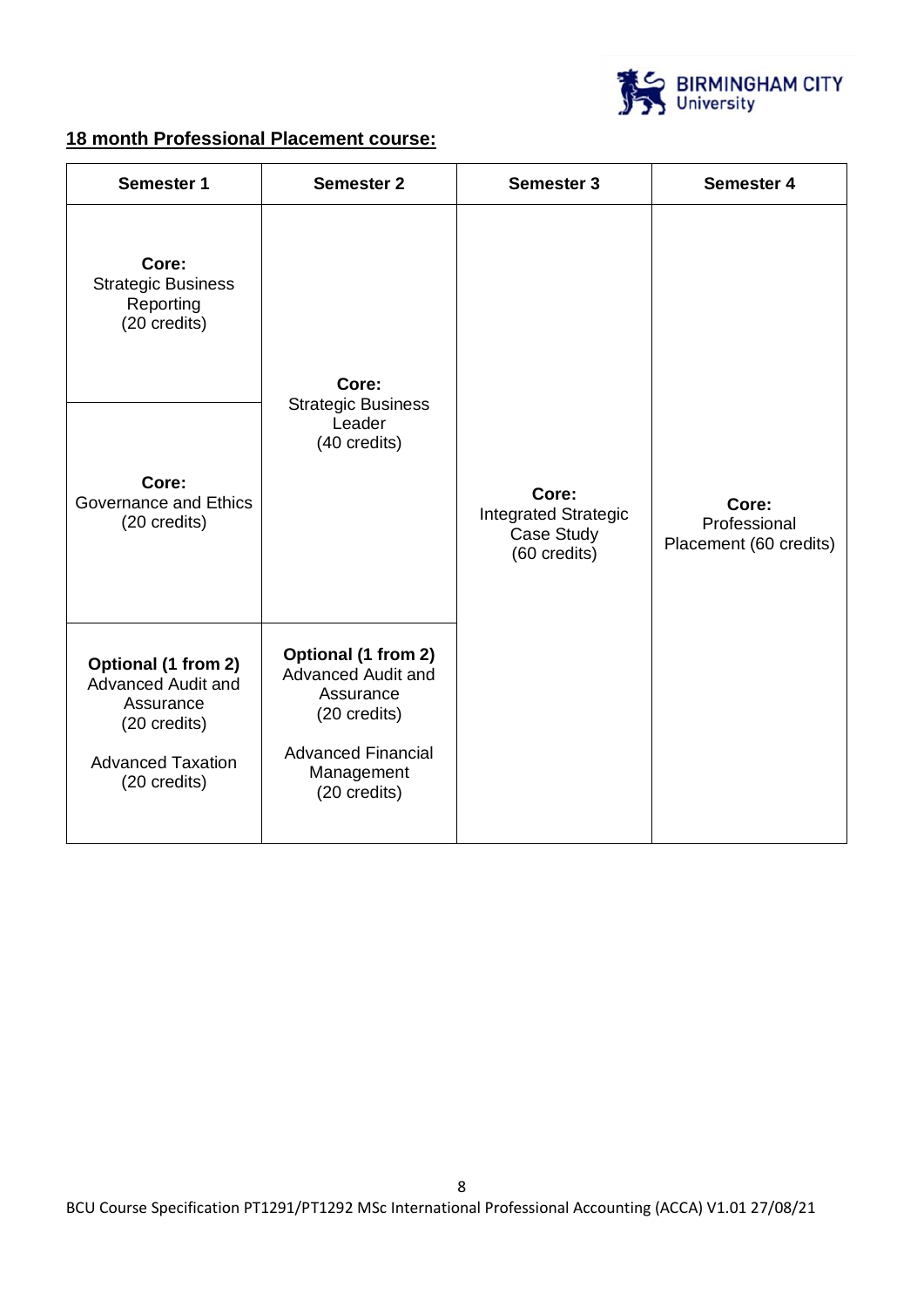## 18 month Professional Placement course:

| Semester 1 | Semester 2 | Semester 3 | Semester 4 |
|---|---|---|---|
| **Core:** Strategic Business Reporting (20 credits) | **Core:** Strategic Business Leader (40 credits) | **Core:** Integrated Strategic Case Study (60 credits) | **Core:** Professional Placement (60 credits) |
| **Core:** Governance and Ethics (20 credits) | | | |
| **Optional (1 from 2)** Advanced Audit and Assurance (20 credits)<br><br>Advanced Taxation (20 credits) | **Optional (1 from 2)** Advanced Audit and Assurance (20 credits)<br><br>Advanced Financial Management (20 credits) | | |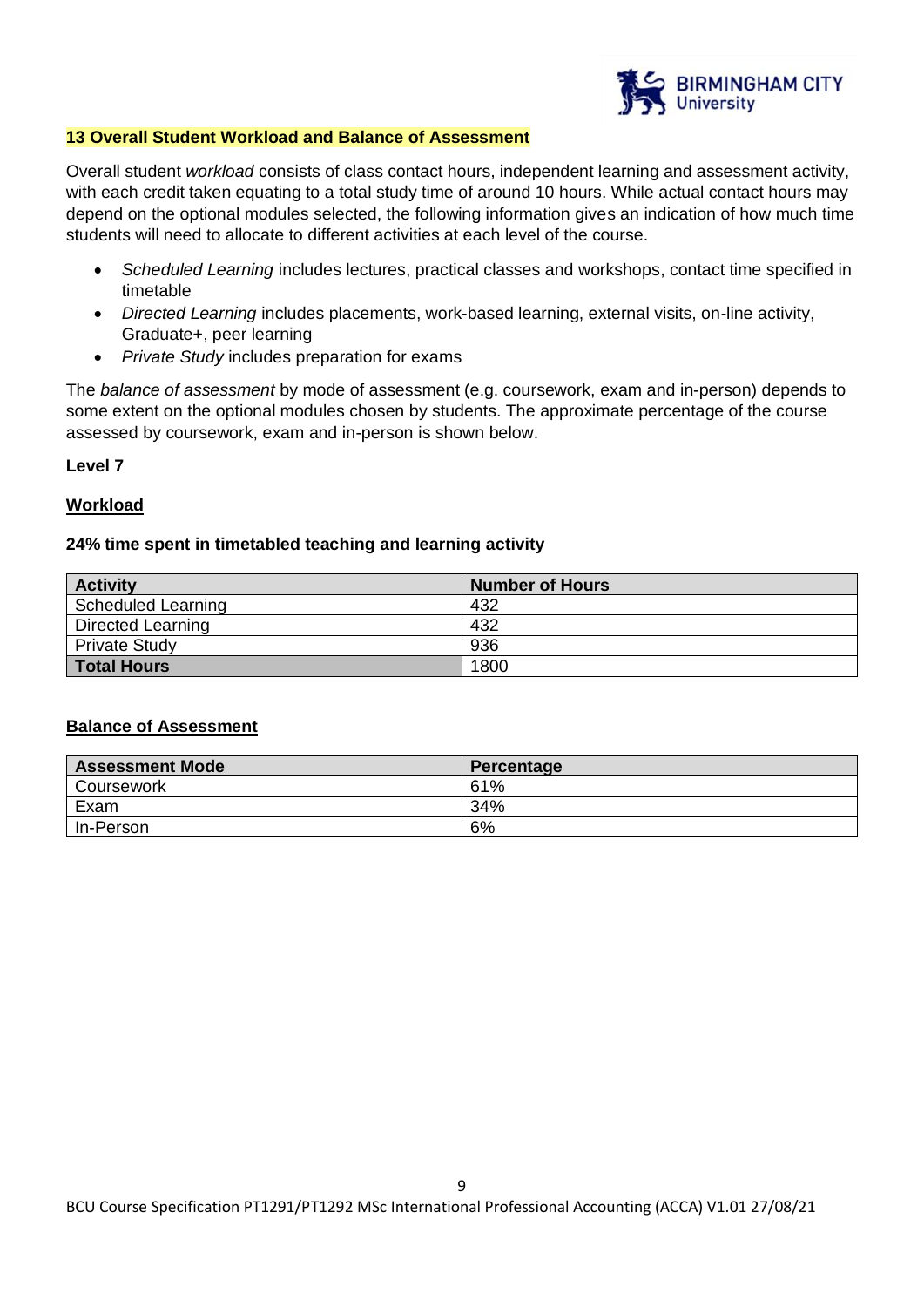## 13 Overall Student Workload and Balance of Assessment

Overall student *workload* consists of class contact hours, independent learning and assessment activity, with each credit taken equating to a total study time of around 10 hours. While actual contact hours may depend on the optional modules selected, the following information gives an indication of how much time students will need to allocate to different activities at each level of the course.

- *Scheduled Learning* includes lectures, practical classes and workshops, contact time specified in timetable
- *Directed Learning* includes placements, work-based learning, external visits, on-line activity, Graduate+, peer learning
- *Private Study* includes preparation for exams

The *balance of assessment* by mode of assessment (e.g. coursework, exam and in-person) depends to some extent on the optional modules chosen by students. The approximate percentage of the course assessed by coursework, exam and in-person is shown below.

**Level 7**

**Workload**

**24% time spent in timetabled teaching and learning activity**

| Activity | Number of Hours |
|---|---|
| Scheduled Learning | 432 |
| Directed Learning | 432 |
| Private Study | 936 |
| **Total Hours** | 1800 |

**Balance of Assessment**

| Assessment Mode | Percentage |
|---|---|
| Coursework | 61% |
| Exam | 34% |
| In-Person | 6% |